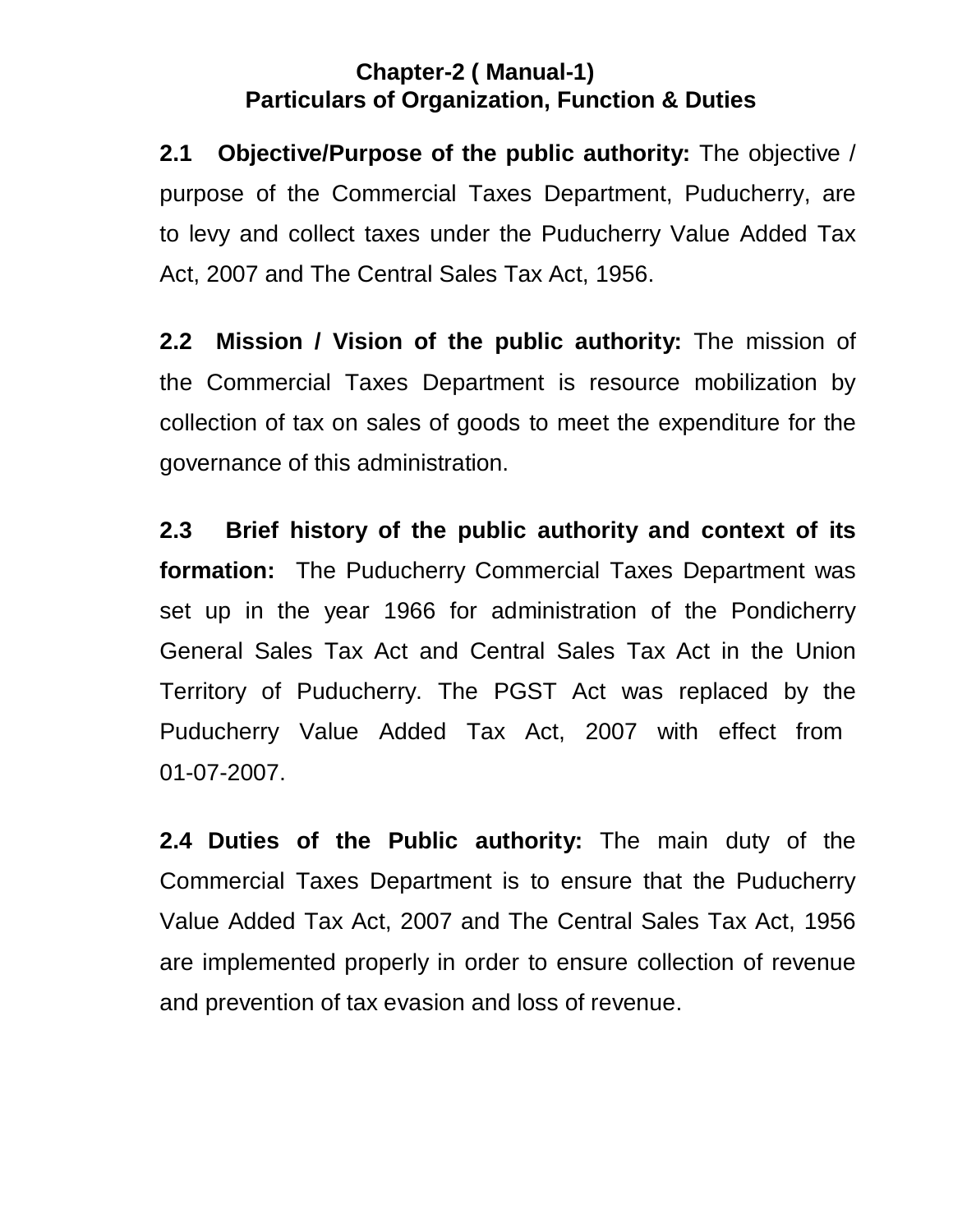# Chapter-2 ( Manual-1)
## Particulars of Organization, Function & Duties

**2.1 Objective/Purpose of the public authority:** The objective / purpose of the Commercial Taxes Department, Puducherry, are to levy and collect taxes under the Puducherry Value Added Tax Act, 2007 and The Central Sales Tax Act, 1956.

**2.2 Mission / Vision of the public authority:** The mission of the Commercial Taxes Department is resource mobilization by collection of tax on sales of goods to meet the expenditure for the governance of this administration.

**2.3 Brief history of the public authority and context of its formation:** The Puducherry Commercial Taxes Department was set up in the year 1966 for administration of the Pondicherry General Sales Tax Act and Central Sales Tax Act in the Union Territory of Puducherry. The PGST Act was replaced by the Puducherry Value Added Tax Act, 2007 with effect from 01-07-2007.

**2.4 Duties of the Public authority:** The main duty of the Commercial Taxes Department is to ensure that the Puducherry Value Added Tax Act, 2007 and The Central Sales Tax Act, 1956 are implemented properly in order to ensure collection of revenue and prevention of tax evasion and loss of revenue.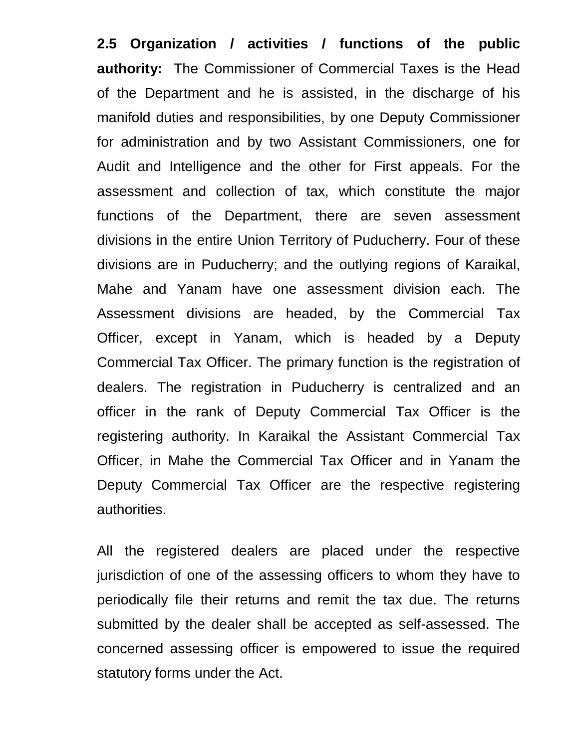**2.5 Organization / activities / functions of the public authority:** The Commissioner of Commercial Taxes is the Head of the Department and he is assisted, in the discharge of his manifold duties and responsibilities, by one Deputy Commissioner for administration and by two Assistant Commissioners, one for Audit and Intelligence and the other for First appeals. For the assessment and collection of tax, which constitute the major functions of the Department, there are seven assessment divisions in the entire Union Territory of Puducherry. Four of these divisions are in Puducherry; and the outlying regions of Karaikal, Mahe and Yanam have one assessment division each. The Assessment divisions are headed, by the Commercial Tax Officer, except in Yanam, which is headed by a Deputy Commercial Tax Officer. The primary function is the registration of dealers. The registration in Puducherry is centralized and an officer in the rank of Deputy Commercial Tax Officer is the registering authority. In Karaikal the Assistant Commercial Tax Officer, in Mahe the Commercial Tax Officer and in Yanam the Deputy Commercial Tax Officer are the respective registering authorities.

All the registered dealers are placed under the respective jurisdiction of one of the assessing officers to whom they have to periodically file their returns and remit the tax due. The returns submitted by the dealer shall be accepted as self-assessed. The concerned assessing officer is empowered to issue the required statutory forms under the Act.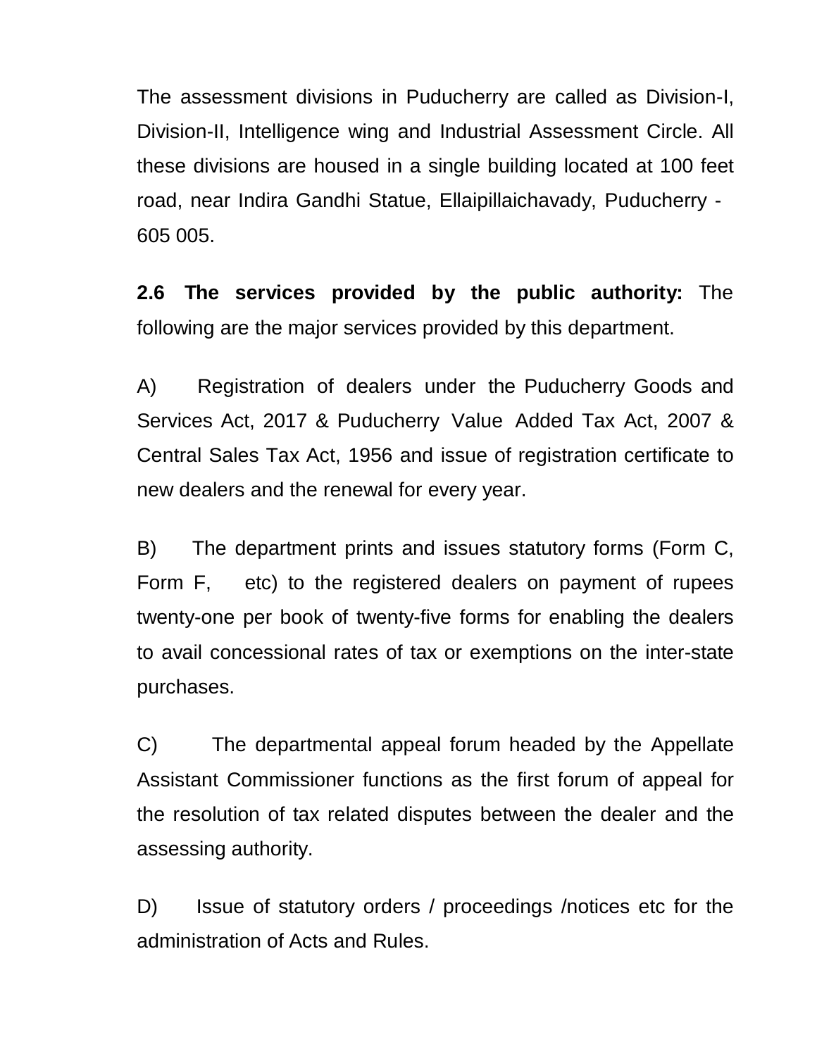The assessment divisions in Puducherry are called as Division-I, Division-II, Intelligence wing and Industrial Assessment Circle. All these divisions are housed in a single building located at 100 feet road, near Indira Gandhi Statue, Ellaipillaichavady, Puducherry - 605 005.

**2.6 The services provided by the public authority:** The following are the major services provided by this department.

A) Registration of dealers under the Puducherry Goods and Services Act, 2017 & Puducherry Value Added Tax Act, 2007 & Central Sales Tax Act, 1956 and issue of registration certificate to new dealers and the renewal for every year.

B) The department prints and issues statutory forms (Form C, Form F, etc) to the registered dealers on payment of rupees twenty-one per book of twenty-five forms for enabling the dealers to avail concessional rates of tax or exemptions on the inter-state purchases.

C) The departmental appeal forum headed by the Appellate Assistant Commissioner functions as the first forum of appeal for the resolution of tax related disputes between the dealer and the assessing authority.

D) Issue of statutory orders / proceedings /notices etc for the administration of Acts and Rules.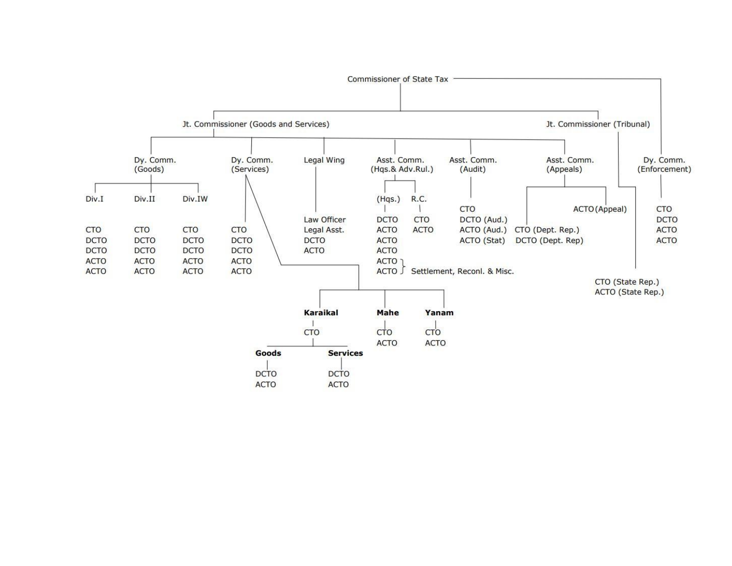- **Commissioner of State Tax**
  - **Jt. Commissioner (Goods and Services)**
    - **Dy. Comm. (Goods)**
      - **Div.I**
        - CTO
        - DCTO
        - DCTO
        - ACTO
        - ACTO
      - **Div.II**
        - CTO
        - DCTO
        - DCTO
        - ACTO
        - ACTO
      - **Div.IW**
        - CTO
        - DCTO
        - DCTO
        - ACTO
        - ACTO
    - **Dy. Comm. (Services)**
      - CTO
      - DCTO
      - DCTO
      - ACTO
      - ACTO
      - **Karaikal**
        - CTO
          - **Goods**
            - DCTO
            - ACTO
          - **Services**
            - DCTO
            - ACTO
      - **Mahe**
        - CTO
        - ACTO
      - **Yanam**
        - CTO
        - ACTO
    - **Legal Wing**
      - Law Officer
      - Legal Asst.
      - DCTO
      - ACTO
    - **Asst. Comm. (Hqs.& Adv.Rul.)**
      - **(Hqs.)**
        - DCTO
        - ACTO
        - ACTO
        - ACTO
        - ACTO, ACTO } Settlement, Reconl. & Misc.
      - **R.C.**
        - CTO
        - ACTO
    - **Asst. Comm. (Audit)**
      - CTO
      - DCTO (Aud.)
      - ACTO (Aud.)
      - ACTO (Stat)
    - **Asst. Comm. (Appeals)**
      - CTO (Dept. Rep.)
      - DCTO (Dept. Rep)
      - ACTO (Appeal)
  - **Jt. Commissioner (Tribunal)**
    - CTO (State Rep.)
    - ACTO (State Rep.)
  - **Dy. Comm. (Enforcement)**
    - CTO
    - DCTO
    - ACTO
    - ACTO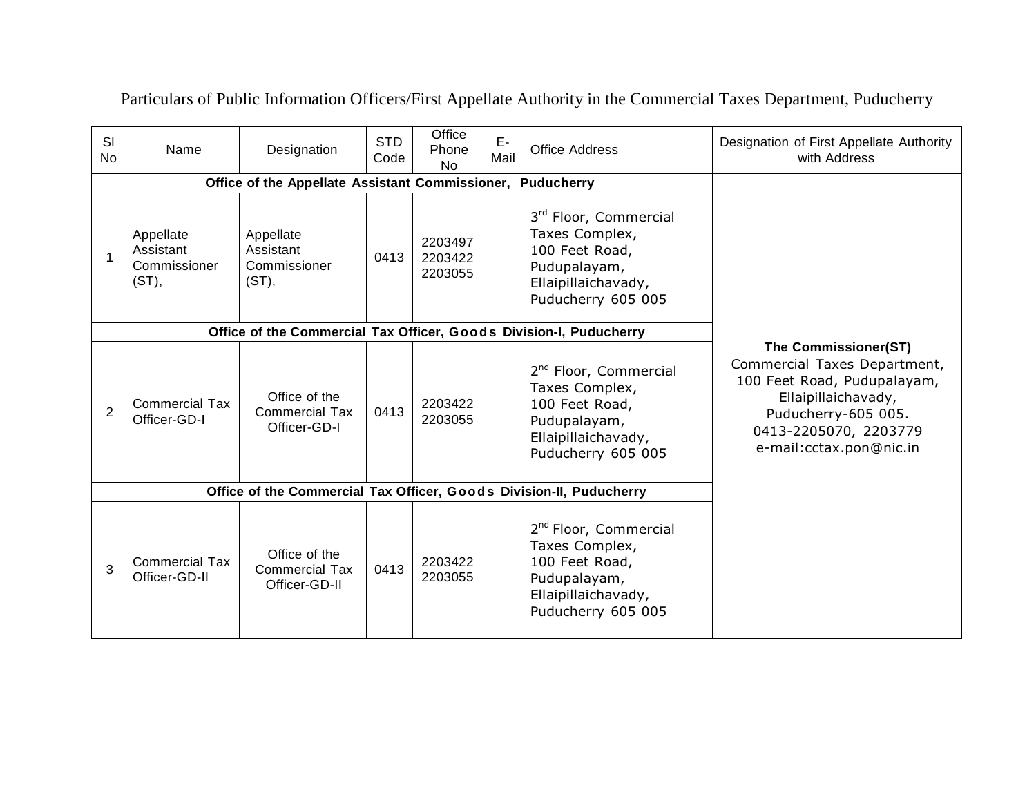Particulars of Public Information Officers/First Appellate Authority in the Commercial Taxes Department, Puducherry

| Sl No | Name | Designation | STD Code | Office Phone No | E-Mail | Office Address | Designation of First Appellate Authority with Address |
|---|---|---|---|---|---|---|---|
| **Office of the Appellate Assistant Commissioner, Puducherry** | | | | | | | **The Commissioner(ST)** Commercial Taxes Department, 100 Feet Road, Pudupalayam, Ellaipillaichavady, Puducherry-605 005. 0413-2205070, 2203779 e-mail:cctax.pon@nic.in |
| 1 | Appellate Assistant Commissioner (ST), | Appellate Assistant Commissioner (ST), | 0413 | 2203497 2203422 2203055 | | 3rd Floor, Commercial Taxes Complex, 100 Feet Road, Pudupalayam, Ellaipillaichavady, Puducherry 605 005 | |
| **Office of the Commercial Tax Officer, Goods Division-I, Puducherry** | | | | | | | |
| 2 | Commercial Tax Officer-GD-I | Office of the Commercial Tax Officer-GD-I | 0413 | 2203422 2203055 | | 2nd Floor, Commercial Taxes Complex, 100 Feet Road, Pudupalayam, Ellaipillaichavady, Puducherry 605 005 | |
| **Office of the Commercial Tax Officer, Goods Division-II, Puducherry** | | | | | | | |
| 3 | Commercial Tax Officer-GD-II | Office of the Commercial Tax Officer-GD-II | 0413 | 2203422 2203055 | | 2nd Floor, Commercial Taxes Complex, 100 Feet Road, Pudupalayam, Ellaipillaichavady, Puducherry 605 005 | |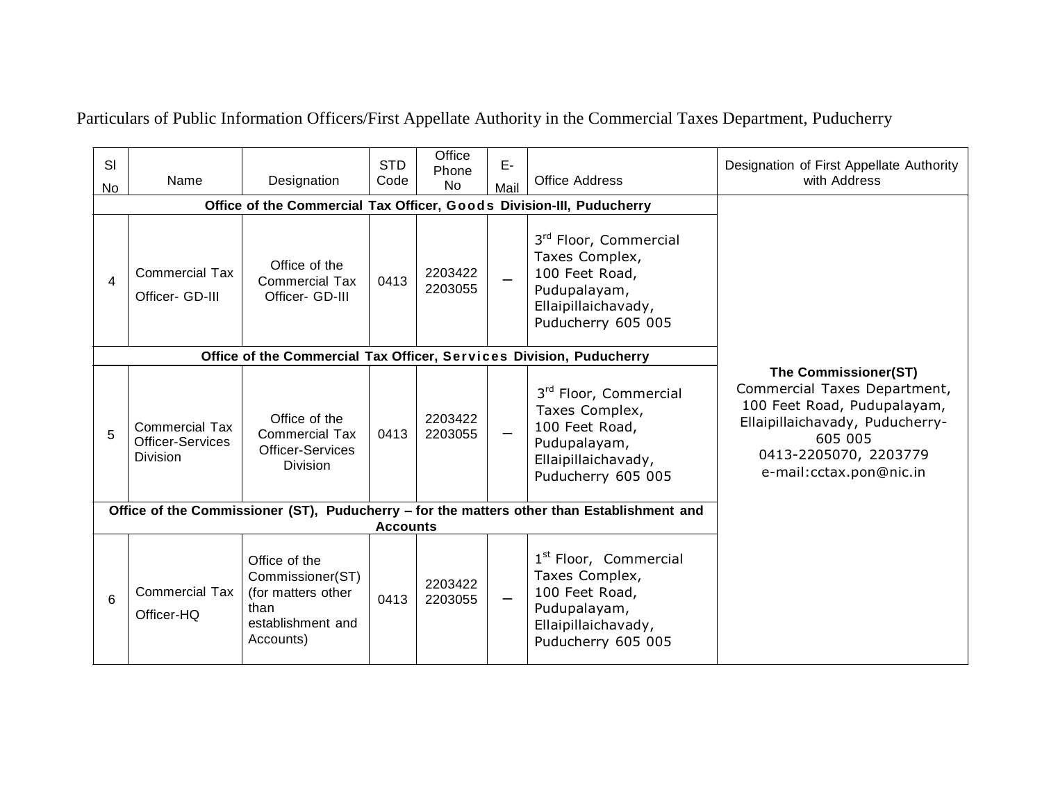Particulars of Public Information Officers/First Appellate Authority in the Commercial Taxes Department, Puducherry

| Sl No | Name | Designation | STD Code | Office Phone No | E-Mail | Office Address | Designation of First Appellate Authority with Address |
|---|---|---|---|---|---|---|---|
| **Office of the Commercial Tax Officer, Goods Division-III, Puducherry** | | | | | | | **The Commissioner(ST)** Commercial Taxes Department, 100 Feet Road, Pudupalayam, Ellaipillaichavady, Puducherry-605 005 0413-2205070, 2203779 e-mail:cctax.pon@nic.in |
| 4 | Commercial Tax Officer- GD-III | Office of the Commercial Tax Officer- GD-III | 0413 | 2203422 2203055 | – | 3rd Floor, Commercial Taxes Complex, 100 Feet Road, Pudupalayam, Ellaipillaichavady, Puducherry 605 005 | |
| **Office of the Commercial Tax Officer, Services Division, Puducherry** | | | | | | | |
| 5 | Commercial Tax Officer-Services Division | Office of the Commercial Tax Officer-Services Division | 0413 | 2203422 2203055 | – | 3rd Floor, Commercial Taxes Complex, 100 Feet Road, Pudupalayam, Ellaipillaichavady, Puducherry 605 005 | |
| **Office of the Commissioner (ST), Puducherry – for the matters other than Establishment and Accounts** | | | | | | | |
| 6 | Commercial Tax Officer-HQ | Office of the Commissioner(ST) (for matters other than establishment and Accounts) | 0413 | 2203422 2203055 | – | 1st Floor, Commercial Taxes Complex, 100 Feet Road, Pudupalayam, Ellaipillaichavady, Puducherry 605 005 | |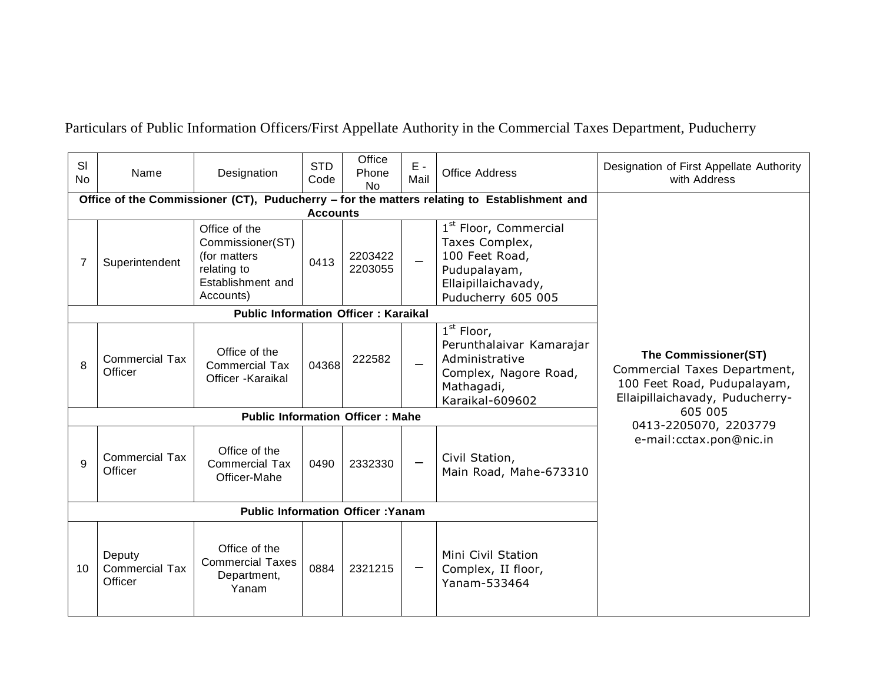Particulars of Public Information Officers/First Appellate Authority in the Commercial Taxes Department, Puducherry

| Sl No | Name | Designation | STD Code | Office Phone No | E - Mail | Office Address | Designation of First Appellate Authority with Address |
|---|---|---|---|---|---|---|---|
| **Office of the Commissioner (CT), Puducherry – for the matters relating to Establishment and Accounts** | | | | | | | **The Commissioner(ST)** Commercial Taxes Department, 100 Feet Road, Pudupalayam, Ellaipillaichavady, Puducherry-605 005 0413-2205070, 2203779 e-mail:cctax.pon@nic.in |
| 7 | Superintendent | Office of the Commissioner(ST) (for matters relating to Establishment and Accounts) | 0413 | 2203422 2203055 | – | 1st Floor, Commercial Taxes Complex, 100 Feet Road, Pudupalayam, Ellaipillaichavady, Puducherry 605 005 | |
| **Public Information Officer : Karaikal** | | | | | | | |
| 8 | Commercial Tax Officer | Office of the Commercial Tax Officer -Karaikal | 04368 | 222582 | – | 1st Floor, Perunthalaivar Kamarajar Administrative Complex, Nagore Road, Mathagadi, Karaikal-609602 | |
| **Public Information Officer : Mahe** | | | | | | | |
| 9 | Commercial Tax Officer | Office of the Commercial Tax Officer-Mahe | 0490 | 2332330 | – | Civil Station, Main Road, Mahe-673310 | |
| **Public Information Officer :Yanam** | | | | | | | |
| 10 | Deputy Commercial Tax Officer | Office of the Commercial Taxes Department, Yanam | 0884 | 2321215 | – | Mini Civil Station Complex, II floor, Yanam-533464 | |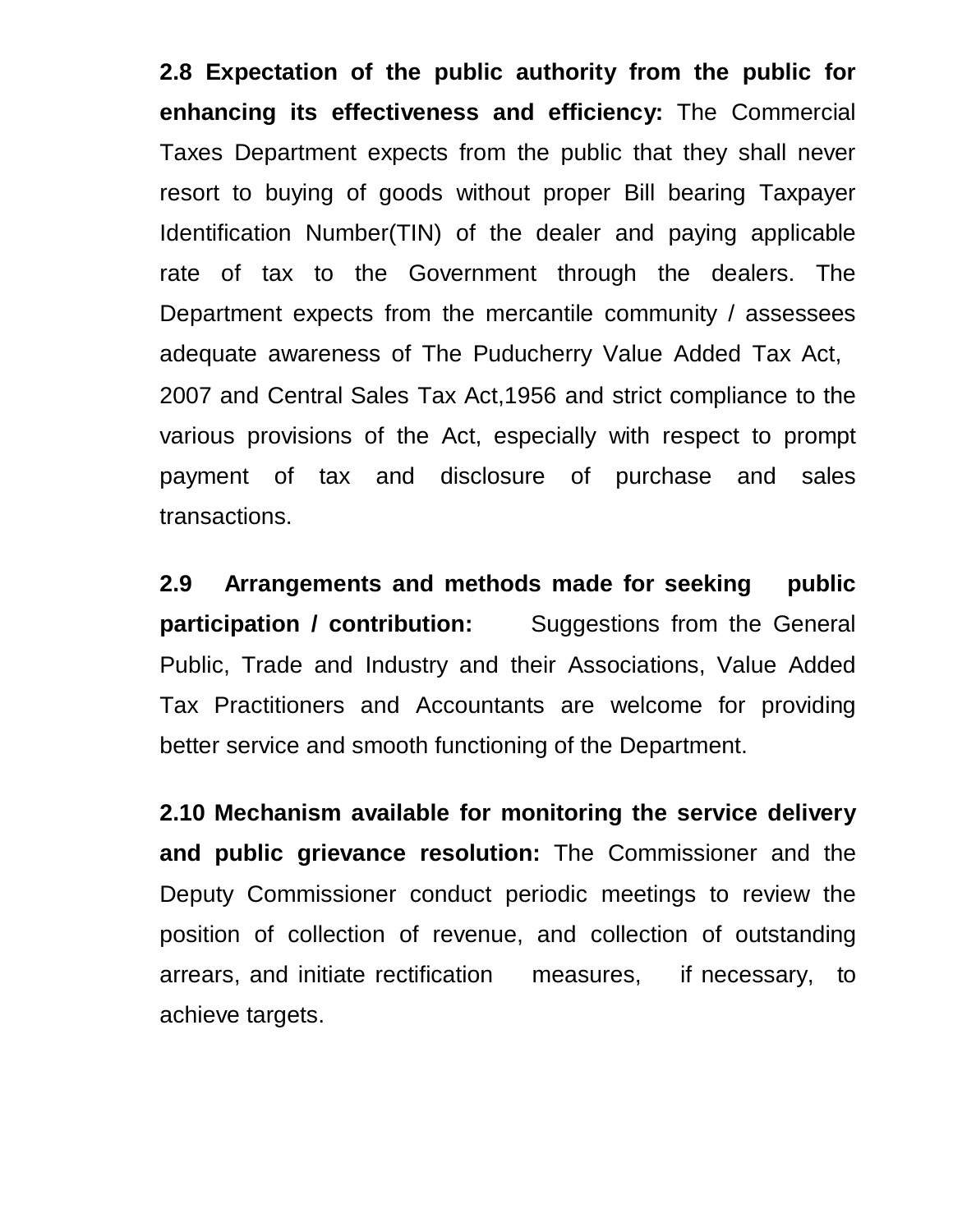**2.8 Expectation of the public authority from the public for enhancing its effectiveness and efficiency:** The Commercial Taxes Department expects from the public that they shall never resort to buying of goods without proper Bill bearing Taxpayer Identification Number(TIN) of the dealer and paying applicable rate of tax to the Government through the dealers. The Department expects from the mercantile community / assessees adequate awareness of The Puducherry Value Added Tax Act, 2007 and Central Sales Tax Act,1956 and strict compliance to the various provisions of the Act, especially with respect to prompt payment of tax and disclosure of purchase and sales transactions.

**2.9 Arrangements and methods made for seeking public participation / contribution:** Suggestions from the General Public, Trade and Industry and their Associations, Value Added Tax Practitioners and Accountants are welcome for providing better service and smooth functioning of the Department.

**2.10 Mechanism available for monitoring the service delivery and public grievance resolution:** The Commissioner and the Deputy Commissioner conduct periodic meetings to review the position of collection of revenue, and collection of outstanding arrears, and initiate rectification measures, if necessary, to achieve targets.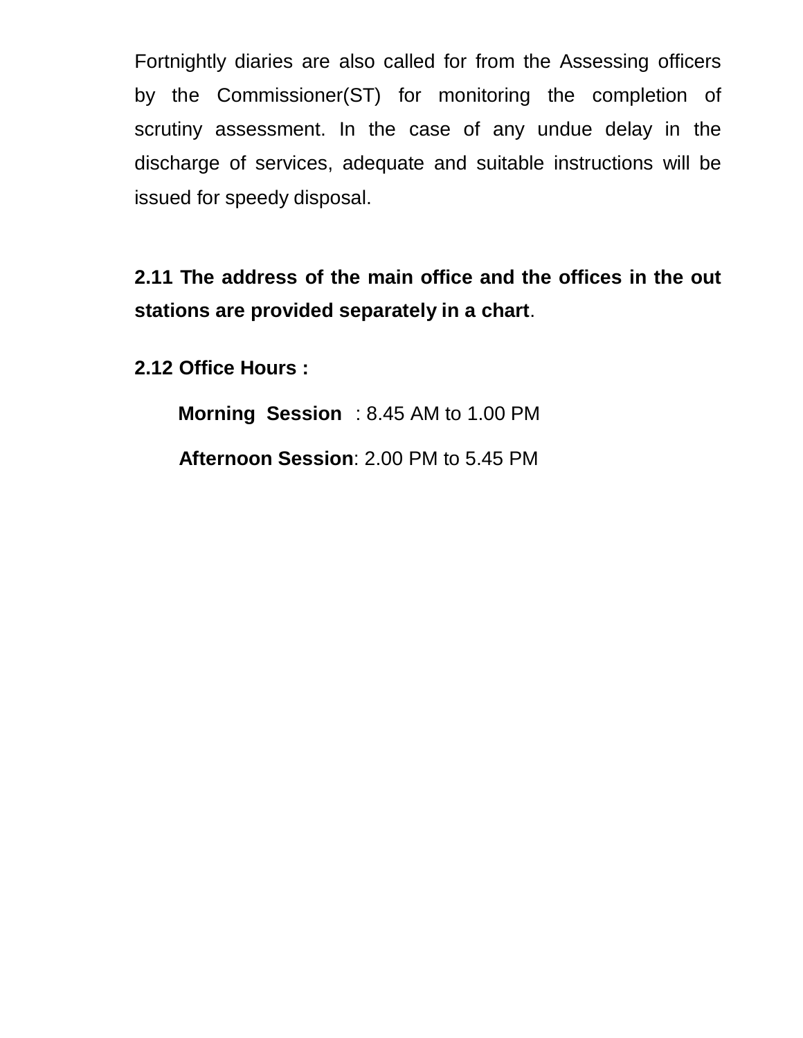Fortnightly diaries are also called for from the Assessing officers by the Commissioner(ST) for monitoring the completion of scrutiny assessment. In the case of any undue delay in the discharge of services, adequate and suitable instructions will be issued for speedy disposal.

**2.11 The address of the main office and the offices in the out stations are provided separately in a chart**.

**2.12 Office Hours :**

**Morning Session** : 8.45 AM to 1.00 PM

**Afternoon Session**: 2.00 PM to 5.45 PM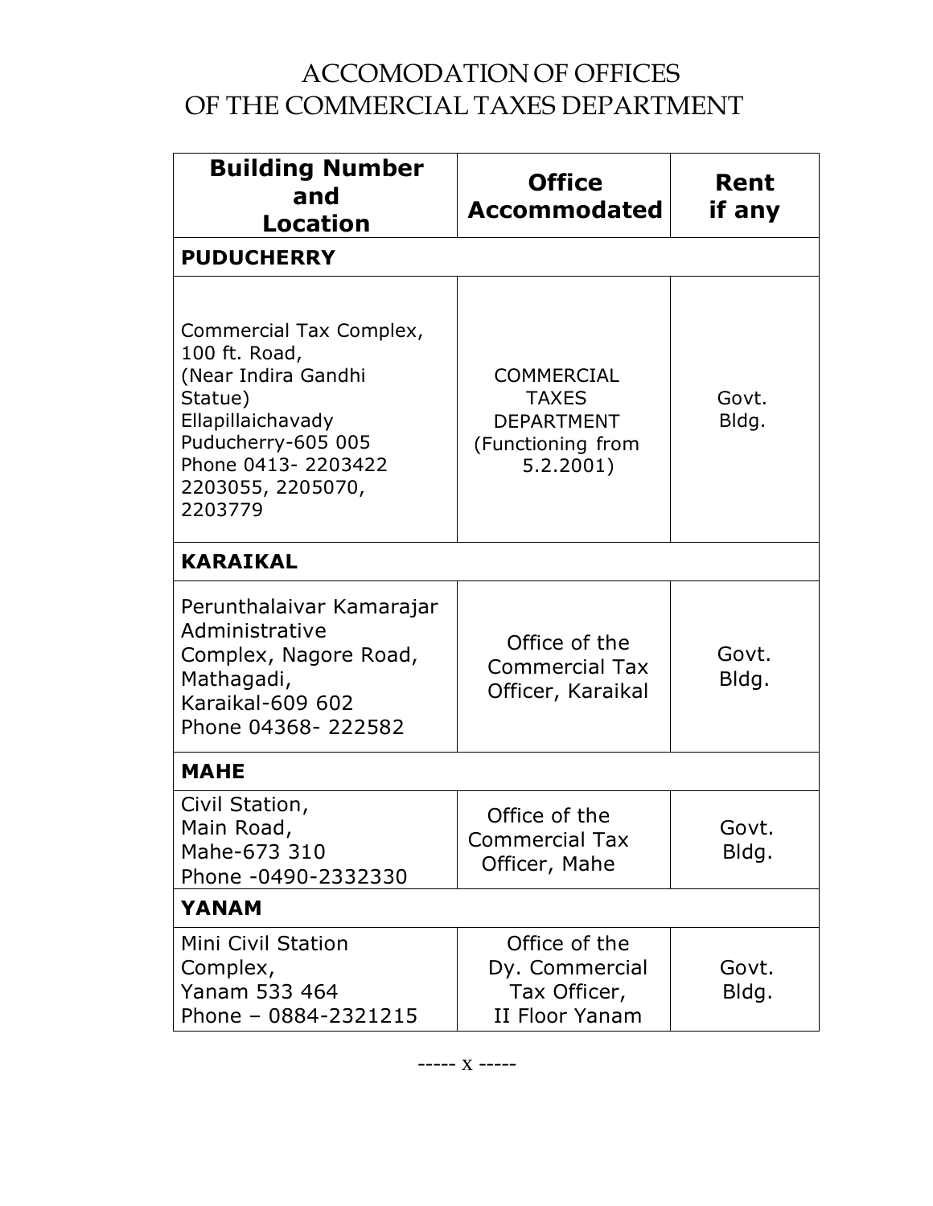# ACCOMODATION OF OFFICES OF THE COMMERCIAL TAXES DEPARTMENT

| Building Number and Location | Office Accommodated | Rent if any |
|---|---|---|
| **PUDUCHERRY** | | |
| Commercial Tax Complex, 100 ft. Road, (Near Indira Gandhi Statue) Ellapillaichavady Puducherry-605 005 Phone 0413- 2203422 2203055, 2205070, 2203779 | COMMERCIAL TAXES DEPARTMENT (Functioning from 5.2.2001) | Govt. Bldg. |
| **KARAIKAL** | | |
| Perunthalaivar Kamarajar Administrative Complex, Nagore Road, Mathagadi, Karaikal-609 602 Phone 04368- 222582 | Office of the Commercial Tax Officer, Karaikal | Govt. Bldg. |
| **MAHE** | | |
| Civil Station, Main Road, Mahe-673 310 Phone -0490-2332330 | Office of the Commercial Tax Officer, Mahe | Govt. Bldg. |
| **YANAM** | | |
| Mini Civil Station Complex, Yanam 533 464 Phone – 0884-2321215 | Office of the Dy. Commercial Tax Officer, II Floor Yanam | Govt. Bldg. |

----- x -----